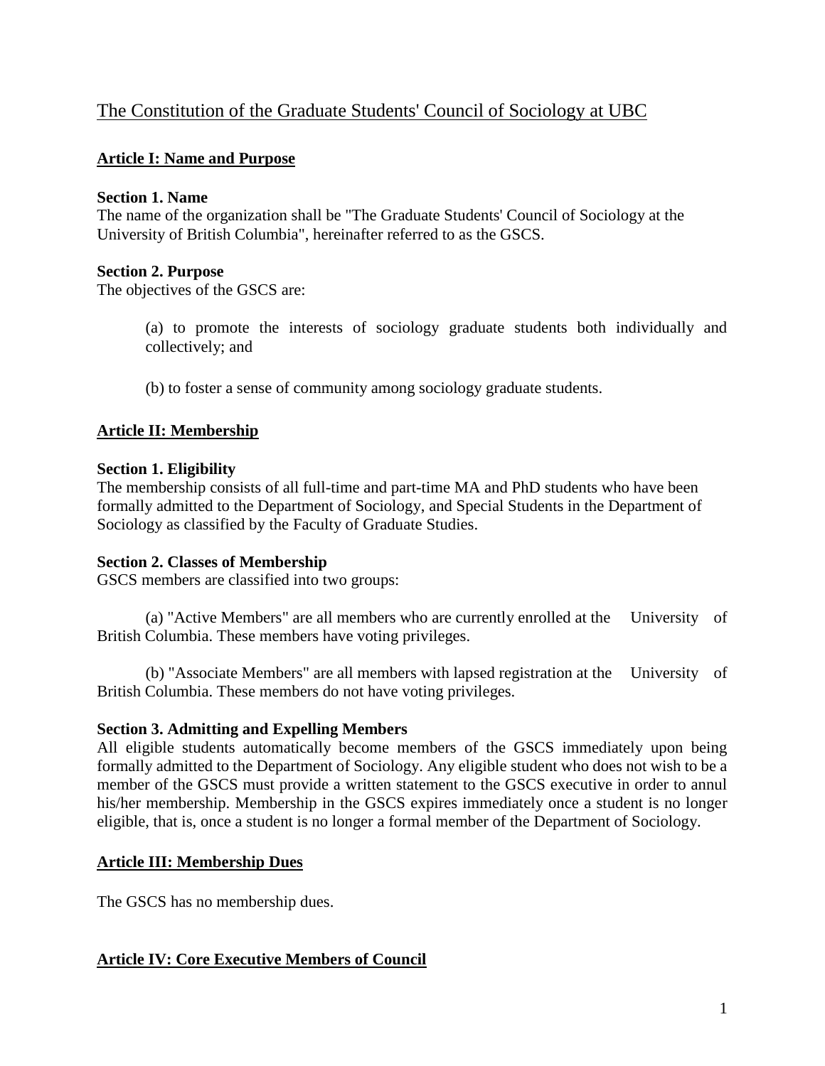# The Constitution of the Graduate Students' Council of Sociology at UBC

## Article I: Name and Purpose

**Section 1. Name**
The name of the organization shall be "The Graduate Students' Council of Sociology at the University of British Columbia", hereinafter referred to as the GSCS.

**Section 2. Purpose**
The objectives of the GSCS are:

(a) to promote the interests of sociology graduate students both individually and collectively; and

(b) to foster a sense of community among sociology graduate students.

## Article II: Membership

**Section 1. Eligibility**
The membership consists of all full-time and part-time MA and PhD students who have been formally admitted to the Department of Sociology, and Special Students in the Department of Sociology as classified by the Faculty of Graduate Studies.

**Section 2. Classes of Membership**
GSCS members are classified into two groups:

(a) "Active Members" are all members who are currently enrolled at the University of British Columbia. These members have voting privileges.

(b) "Associate Members" are all members with lapsed registration at the University of British Columbia. These members do not have voting privileges.

**Section 3. Admitting and Expelling Members**
All eligible students automatically become members of the GSCS immediately upon being formally admitted to the Department of Sociology. Any eligible student who does not wish to be a member of the GSCS must provide a written statement to the GSCS executive in order to annul his/her membership. Membership in the GSCS expires immediately once a student is no longer eligible, that is, once a student is no longer a formal member of the Department of Sociology.

## Article III: Membership Dues

The GSCS has no membership dues.

## Article IV: Core Executive Members of Council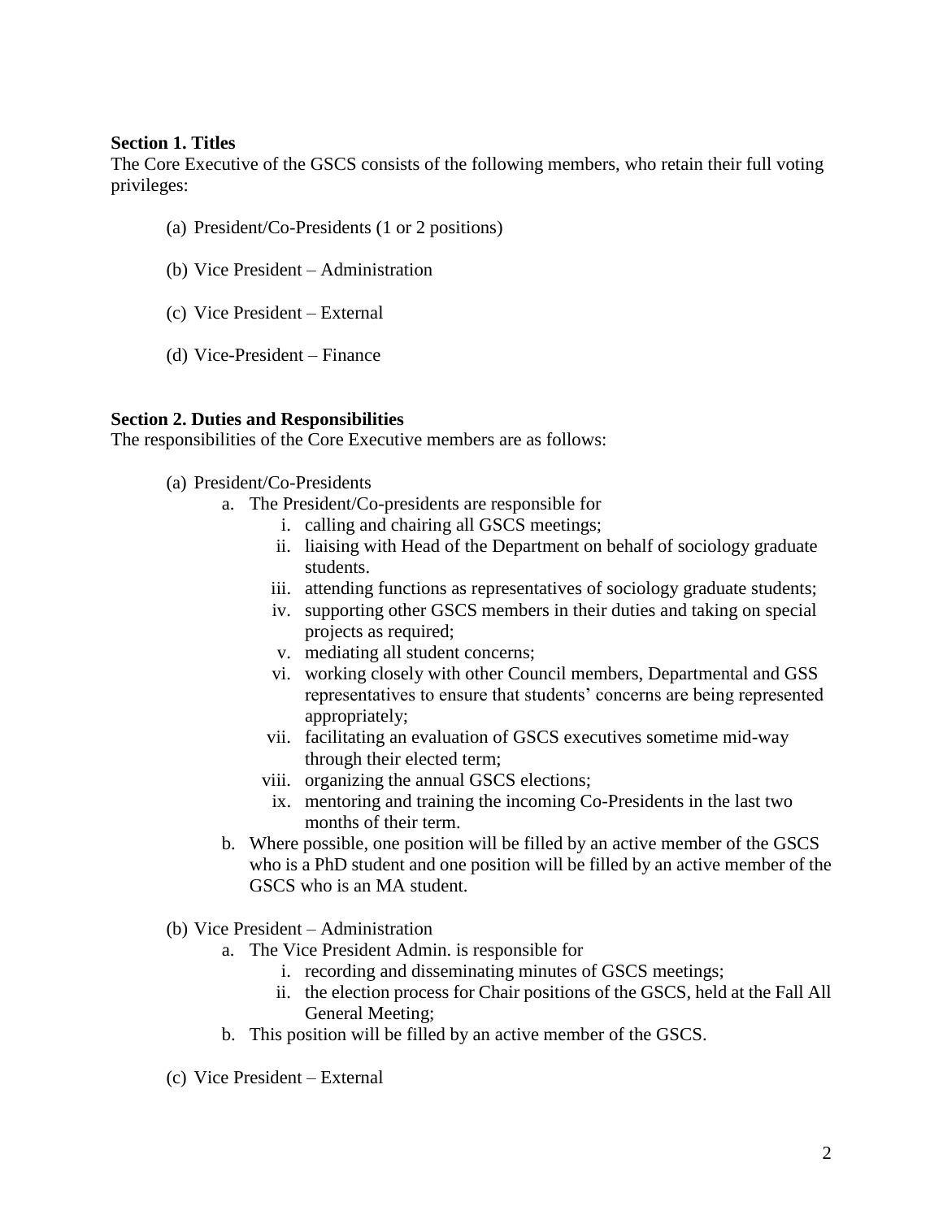**Section 1. Titles**

The Core Executive of the GSCS consists of the following members, who retain their full voting privileges:

(a) President/Co-Presidents (1 or 2 positions)

(b) Vice President – Administration

(c) Vice President – External

(d) Vice-President – Finance

**Section 2. Duties and Responsibilities**

The responsibilities of the Core Executive members are as follows:

(a) President/Co-Presidents
- a. The President/Co-presidents are responsible for
  - i. calling and chairing all GSCS meetings;
  - ii. liaising with Head of the Department on behalf of sociology graduate students.
  - iii. attending functions as representatives of sociology graduate students;
  - iv. supporting other GSCS members in their duties and taking on special projects as required;
  - v. mediating all student concerns;
  - vi. working closely with other Council members, Departmental and GSS representatives to ensure that students' concerns are being represented appropriately;
  - vii. facilitating an evaluation of GSCS executives sometime mid-way through their elected term;
  - viii. organizing the annual GSCS elections;
  - ix. mentoring and training the incoming Co-Presidents in the last two months of their term.
- b. Where possible, one position will be filled by an active member of the GSCS who is a PhD student and one position will be filled by an active member of the GSCS who is an MA student.

(b) Vice President – Administration
- a. The Vice President Admin. is responsible for
  - i. recording and disseminating minutes of GSCS meetings;
  - ii. the election process for Chair positions of the GSCS, held at the Fall All General Meeting;
- b. This position will be filled by an active member of the GSCS.

(c) Vice President – External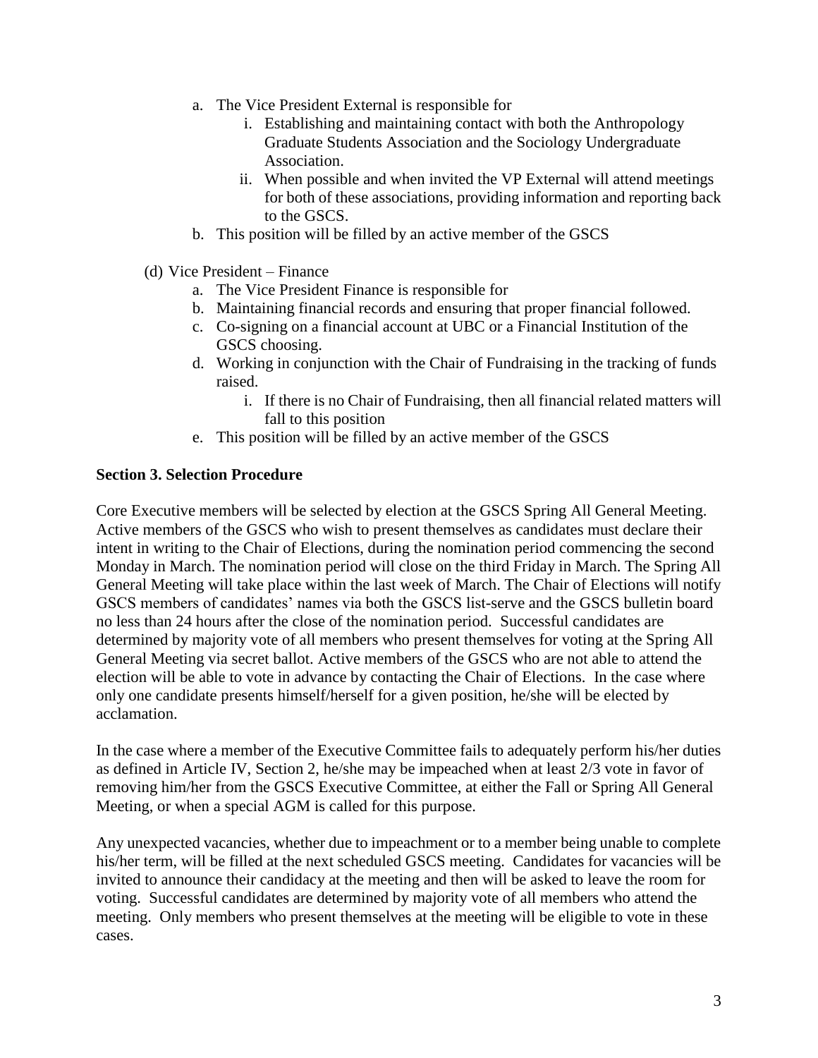a. The Vice President External is responsible for
    i. Establishing and maintaining contact with both the Anthropology Graduate Students Association and the Sociology Undergraduate Association.
    ii. When possible and when invited the VP External will attend meetings for both of these associations, providing information and reporting back to the GSCS.
b. This position will be filled by an active member of the GSCS

(d) Vice President – Finance

a. The Vice President Finance is responsible for
b. Maintaining financial records and ensuring that proper financial followed.
c. Co-signing on a financial account at UBC or a Financial Institution of the GSCS choosing.
d. Working in conjunction with the Chair of Fundraising in the tracking of funds raised.
    i. If there is no Chair of Fundraising, then all financial related matters will fall to this position
e. This position will be filled by an active member of the GSCS

**Section 3. Selection Procedure**

Core Executive members will be selected by election at the GSCS Spring All General Meeting. Active members of the GSCS who wish to present themselves as candidates must declare their intent in writing to the Chair of Elections, during the nomination period commencing the second Monday in March. The nomination period will close on the third Friday in March. The Spring All General Meeting will take place within the last week of March. The Chair of Elections will notify GSCS members of candidates' names via both the GSCS list-serve and the GSCS bulletin board no less than 24 hours after the close of the nomination period. Successful candidates are determined by majority vote of all members who present themselves for voting at the Spring All General Meeting via secret ballot. Active members of the GSCS who are not able to attend the election will be able to vote in advance by contacting the Chair of Elections. In the case where only one candidate presents himself/herself for a given position, he/she will be elected by acclamation.

In the case where a member of the Executive Committee fails to adequately perform his/her duties as defined in Article IV, Section 2, he/she may be impeached when at least 2/3 vote in favor of removing him/her from the GSCS Executive Committee, at either the Fall or Spring All General Meeting, or when a special AGM is called for this purpose.

Any unexpected vacancies, whether due to impeachment or to a member being unable to complete his/her term, will be filled at the next scheduled GSCS meeting. Candidates for vacancies will be invited to announce their candidacy at the meeting and then will be asked to leave the room for voting. Successful candidates are determined by majority vote of all members who attend the meeting. Only members who present themselves at the meeting will be eligible to vote in these cases.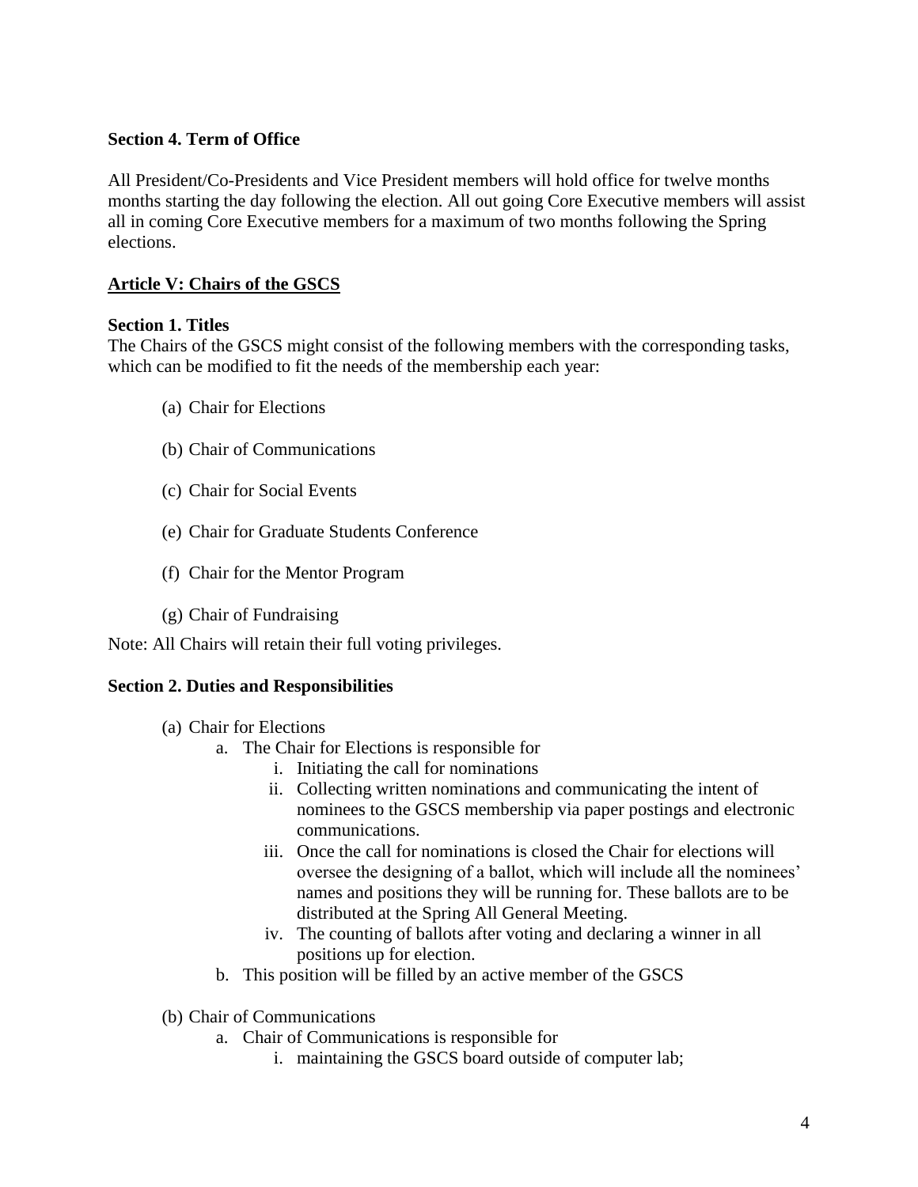**Section 4. Term of Office**

All President/Co-Presidents and Vice President members will hold office for twelve months months starting the day following the election. All out going Core Executive members will assist all in coming Core Executive members for a maximum of two months following the Spring elections.

## Article V: Chairs of the GSCS

**Section 1. Titles**

The Chairs of the GSCS might consist of the following members with the corresponding tasks, which can be modified to fit the needs of the membership each year:

(a) Chair for Elections

(b) Chair of Communications

(c) Chair for Social Events

(e) Chair for Graduate Students Conference

(f) Chair for the Mentor Program

(g) Chair of Fundraising

Note: All Chairs will retain their full voting privileges.

**Section 2. Duties and Responsibilities**

(a) Chair for Elections
  - a. The Chair for Elections is responsible for
    - i. Initiating the call for nominations
    - ii. Collecting written nominations and communicating the intent of nominees to the GSCS membership via paper postings and electronic communications.
    - iii. Once the call for nominations is closed the Chair for elections will oversee the designing of a ballot, which will include all the nominees' names and positions they will be running for. These ballots are to be distributed at the Spring All General Meeting.
    - iv. The counting of ballots after voting and declaring a winner in all positions up for election.
  - b. This position will be filled by an active member of the GSCS

(b) Chair of Communications
  - a. Chair of Communications is responsible for
    - i. maintaining the GSCS board outside of computer lab;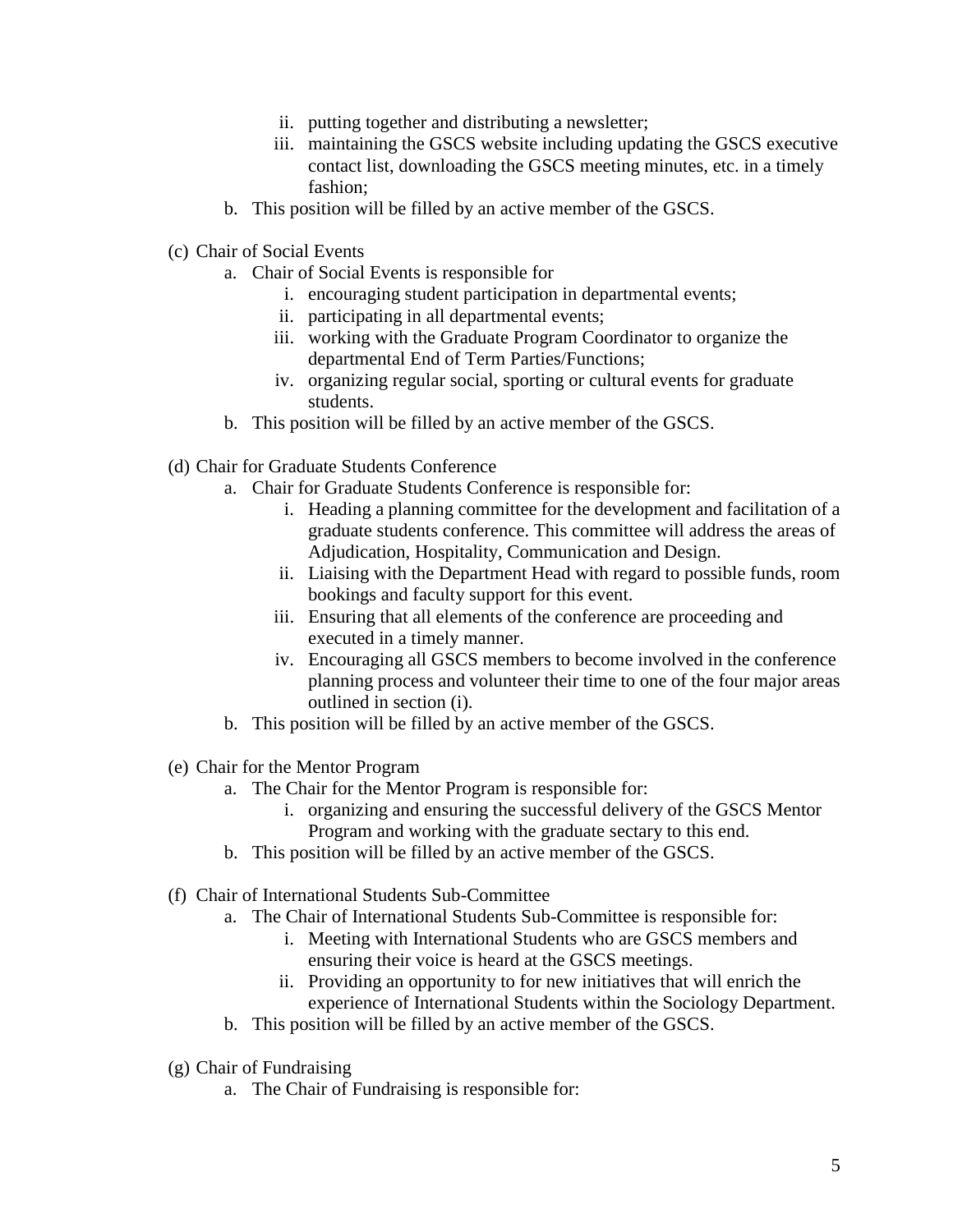ii. putting together and distributing a newsletter;
   iii. maintaining the GSCS website including updating the GSCS executive contact list, downloading the GSCS meeting minutes, etc. in a timely fashion;
b. This position will be filled by an active member of the GSCS.

(c) Chair of Social Events

a. Chair of Social Events is responsible for
   i. encouraging student participation in departmental events;
   ii. participating in all departmental events;
   iii. working with the Graduate Program Coordinator to organize the departmental End of Term Parties/Functions;
   iv. organizing regular social, sporting or cultural events for graduate students.
b. This position will be filled by an active member of the GSCS.

(d) Chair for Graduate Students Conference

a. Chair for Graduate Students Conference is responsible for:
   i. Heading a planning committee for the development and facilitation of a graduate students conference. This committee will address the areas of Adjudication, Hospitality, Communication and Design.
   ii. Liaising with the Department Head with regard to possible funds, room bookings and faculty support for this event.
   iii. Ensuring that all elements of the conference are proceeding and executed in a timely manner.
   iv. Encouraging all GSCS members to become involved in the conference planning process and volunteer their time to one of the four major areas outlined in section (i).
b. This position will be filled by an active member of the GSCS.

(e) Chair for the Mentor Program

a. The Chair for the Mentor Program is responsible for:
   i. organizing and ensuring the successful delivery of the GSCS Mentor Program and working with the graduate sectary to this end.
b. This position will be filled by an active member of the GSCS.

(f) Chair of International Students Sub-Committee

a. The Chair of International Students Sub-Committee is responsible for:
   i. Meeting with International Students who are GSCS members and ensuring their voice is heard at the GSCS meetings.
   ii. Providing an opportunity to for new initiatives that will enrich the experience of International Students within the Sociology Department.
b. This position will be filled by an active member of the GSCS.

(g) Chair of Fundraising

a. The Chair of Fundraising is responsible for: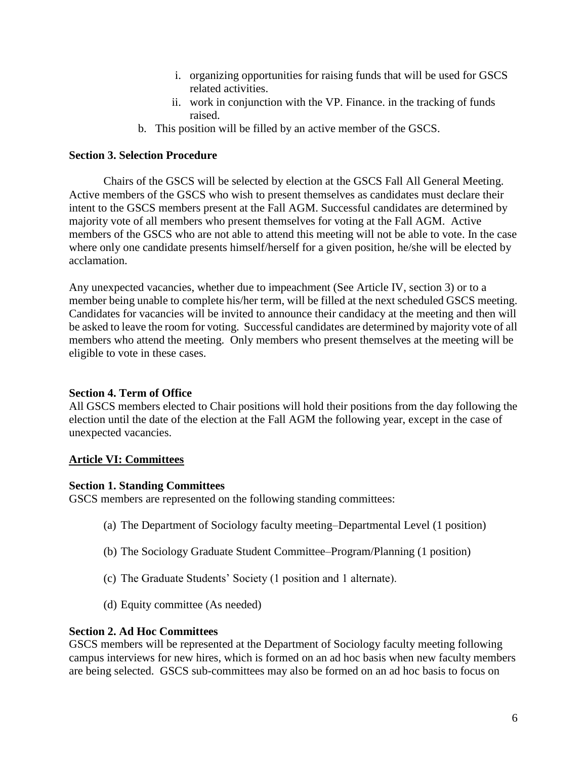i. organizing opportunities for raising funds that will be used for GSCS related activities.
   ii. work in conjunction with the VP. Finance. in the tracking of funds raised.

b. This position will be filled by an active member of the GSCS.

**Section 3. Selection Procedure**

Chairs of the GSCS will be selected by election at the GSCS Fall All General Meeting. Active members of the GSCS who wish to present themselves as candidates must declare their intent to the GSCS members present at the Fall AGM. Successful candidates are determined by majority vote of all members who present themselves for voting at the Fall AGM. Active members of the GSCS who are not able to attend this meeting will not be able to vote. In the case where only one candidate presents himself/herself for a given position, he/she will be elected by acclamation.

Any unexpected vacancies, whether due to impeachment (See Article IV, section 3) or to a member being unable to complete his/her term, will be filled at the next scheduled GSCS meeting. Candidates for vacancies will be invited to announce their candidacy at the meeting and then will be asked to leave the room for voting. Successful candidates are determined by majority vote of all members who attend the meeting. Only members who present themselves at the meeting will be eligible to vote in these cases.

**Section 4. Term of Office**

All GSCS members elected to Chair positions will hold their positions from the day following the election until the date of the election at the Fall AGM the following year, except in the case of unexpected vacancies.

## Article VI: Committees

**Section 1. Standing Committees**

GSCS members are represented on the following standing committees:

(a) The Department of Sociology faculty meeting–Departmental Level (1 position)

(b) The Sociology Graduate Student Committee–Program/Planning (1 position)

(c) The Graduate Students' Society (1 position and 1 alternate).

(d) Equity committee (As needed)

**Section 2. Ad Hoc Committees**

GSCS members will be represented at the Department of Sociology faculty meeting following campus interviews for new hires, which is formed on an ad hoc basis when new faculty members are being selected. GSCS sub-committees may also be formed on an ad hoc basis to focus on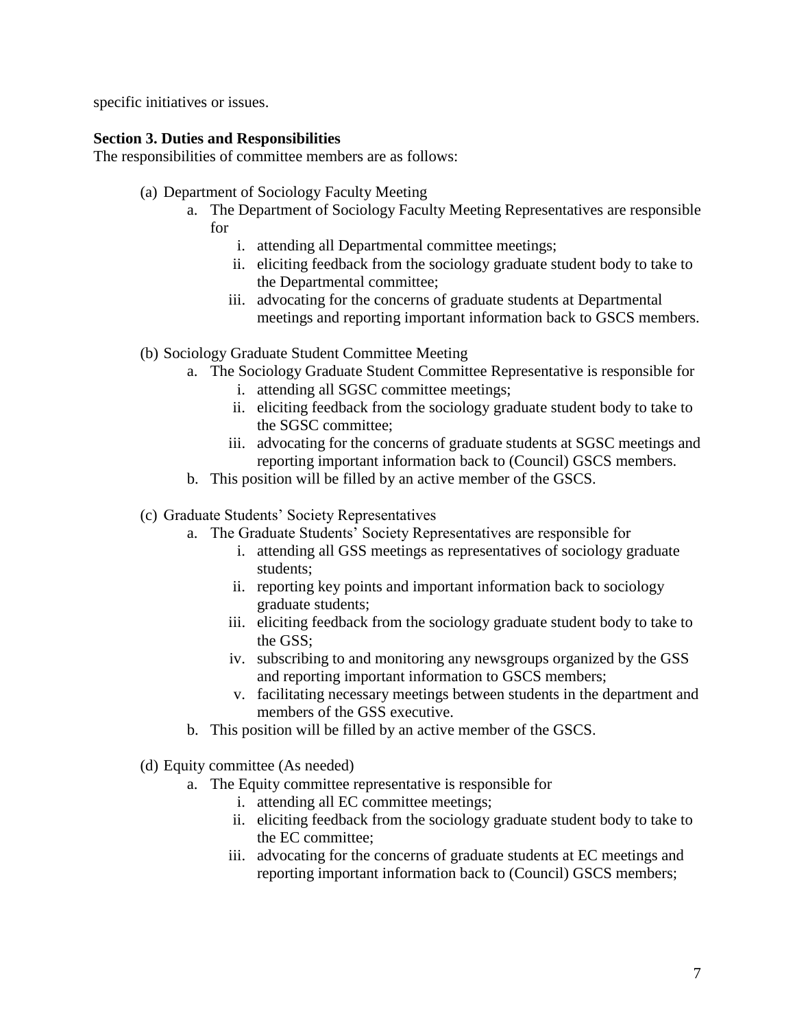specific initiatives or issues.

**Section 3. Duties and Responsibilities**

The responsibilities of committee members are as follows:

(a) Department of Sociology Faculty Meeting

  a. The Department of Sociology Faculty Meeting Representatives are responsible for

    i. attending all Departmental committee meetings;

    ii. eliciting feedback from the sociology graduate student body to take to the Departmental committee;

    iii. advocating for the concerns of graduate students at Departmental meetings and reporting important information back to GSCS members.

(b) Sociology Graduate Student Committee Meeting

  a. The Sociology Graduate Student Committee Representative is responsible for

    i. attending all SGSC committee meetings;

    ii. eliciting feedback from the sociology graduate student body to take to the SGSC committee;

    iii. advocating for the concerns of graduate students at SGSC meetings and reporting important information back to (Council) GSCS members.

  b. This position will be filled by an active member of the GSCS.

(c) Graduate Students' Society Representatives

  a. The Graduate Students' Society Representatives are responsible for

    i. attending all GSS meetings as representatives of sociology graduate students;

    ii. reporting key points and important information back to sociology graduate students;

    iii. eliciting feedback from the sociology graduate student body to take to the GSS;

    iv. subscribing to and monitoring any newsgroups organized by the GSS and reporting important information to GSCS members;

    v. facilitating necessary meetings between students in the department and members of the GSS executive.

  b. This position will be filled by an active member of the GSCS.

(d) Equity committee (As needed)

  a. The Equity committee representative is responsible for

    i. attending all EC committee meetings;

    ii. eliciting feedback from the sociology graduate student body to take to the EC committee;

    iii. advocating for the concerns of graduate students at EC meetings and reporting important information back to (Council) GSCS members;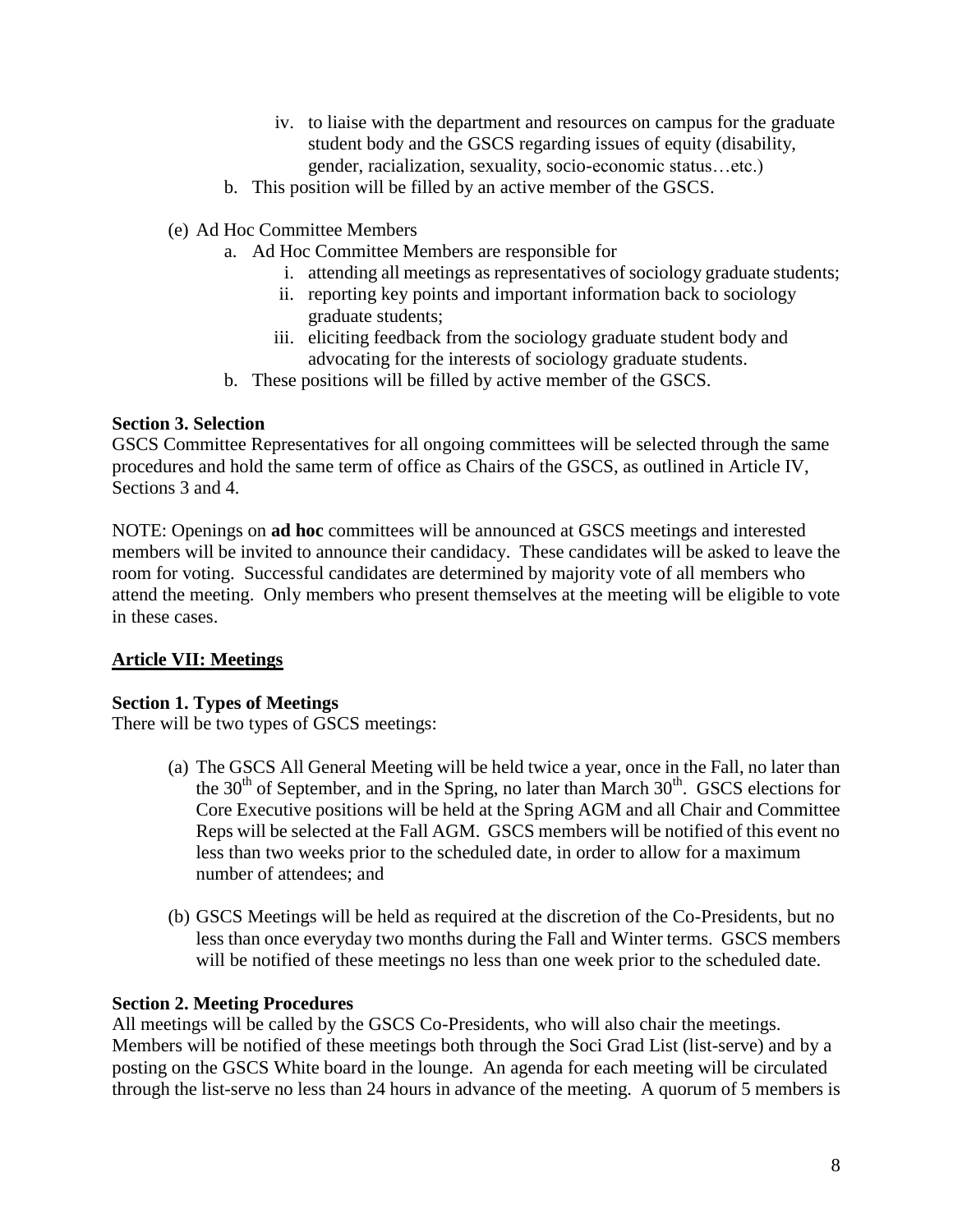iv. to liaise with the department and resources on campus for the graduate student body and the GSCS regarding issues of equity (disability, gender, racialization, sexuality, socio-economic status…etc.)

  b. This position will be filled by an active member of the GSCS.

(e) Ad Hoc Committee Members

  a. Ad Hoc Committee Members are responsible for

    i. attending all meetings as representatives of sociology graduate students;
    ii. reporting key points and important information back to sociology graduate students;
    iii. eliciting feedback from the sociology graduate student body and advocating for the interests of sociology graduate students.

  b. These positions will be filled by active member of the GSCS.

**Section 3. Selection**

GSCS Committee Representatives for all ongoing committees will be selected through the same procedures and hold the same term of office as Chairs of the GSCS, as outlined in Article IV, Sections 3 and 4.

NOTE: Openings on **ad hoc** committees will be announced at GSCS meetings and interested members will be invited to announce their candidacy. These candidates will be asked to leave the room for voting. Successful candidates are determined by majority vote of all members who attend the meeting. Only members who present themselves at the meeting will be eligible to vote in these cases.

## Article VII: Meetings

**Section 1. Types of Meetings**

There will be two types of GSCS meetings:

(a) The GSCS All General Meeting will be held twice a year, once in the Fall, no later than the 30th of September, and in the Spring, no later than March 30th. GSCS elections for Core Executive positions will be held at the Spring AGM and all Chair and Committee Reps will be selected at the Fall AGM. GSCS members will be notified of this event no less than two weeks prior to the scheduled date, in order to allow for a maximum number of attendees; and

(b) GSCS Meetings will be held as required at the discretion of the Co-Presidents, but no less than once everyday two months during the Fall and Winter terms. GSCS members will be notified of these meetings no less than one week prior to the scheduled date.

**Section 2. Meeting Procedures**

All meetings will be called by the GSCS Co-Presidents, who will also chair the meetings. Members will be notified of these meetings both through the Soci Grad List (list-serve) and by a posting on the GSCS White board in the lounge. An agenda for each meeting will be circulated through the list-serve no less than 24 hours in advance of the meeting. A quorum of 5 members is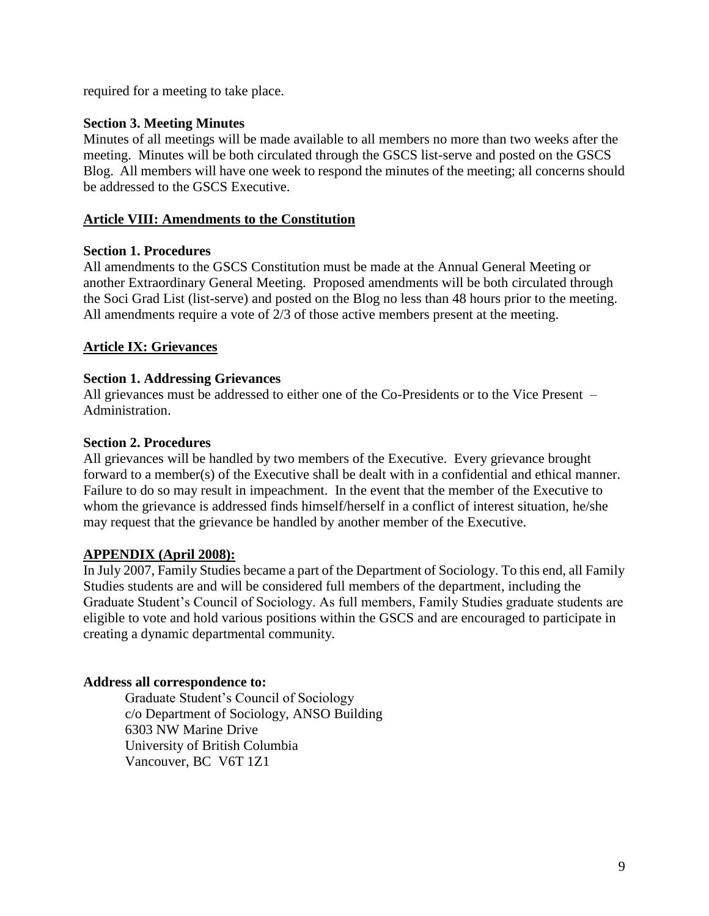required for a meeting to take place.

**Section 3. Meeting Minutes**

Minutes of all meetings will be made available to all members no more than two weeks after the meeting. Minutes will be both circulated through the GSCS list-serve and posted on the GSCS Blog. All members will have one week to respond the minutes of the meeting; all concerns should be addressed to the GSCS Executive.

## Article VIII: Amendments to the Constitution

**Section 1. Procedures**

All amendments to the GSCS Constitution must be made at the Annual General Meeting or another Extraordinary General Meeting. Proposed amendments will be both circulated through the Soci Grad List (list-serve) and posted on the Blog no less than 48 hours prior to the meeting. All amendments require a vote of 2/3 of those active members present at the meeting.

## Article IX: Grievances

**Section 1. Addressing Grievances**

All grievances must be addressed to either one of the Co-Presidents or to the Vice Present – Administration.

**Section 2. Procedures**

All grievances will be handled by two members of the Executive. Every grievance brought forward to a member(s) of the Executive shall be dealt with in a confidential and ethical manner. Failure to do so may result in impeachment. In the event that the member of the Executive to whom the grievance is addressed finds himself/herself in a conflict of interest situation, he/she may request that the grievance be handled by another member of the Executive.

## APPENDIX (April 2008):

In July 2007, Family Studies became a part of the Department of Sociology. To this end, all Family Studies students are and will be considered full members of the department, including the Graduate Student's Council of Sociology. As full members, Family Studies graduate students are eligible to vote and hold various positions within the GSCS and are encouraged to participate in creating a dynamic departmental community.

**Address all correspondence to:**

Graduate Student's Council of Sociology
c/o Department of Sociology, ANSO Building
6303 NW Marine Drive
University of British Columbia
Vancouver, BC V6T 1Z1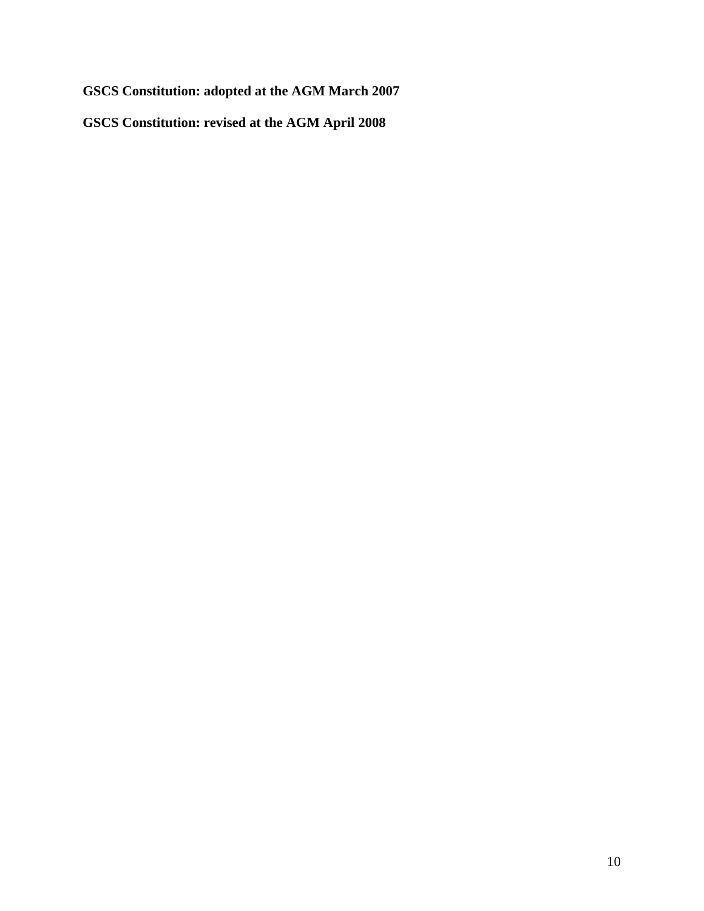**GSCS Constitution: adopted at the AGM March 2007**

**GSCS Constitution: revised at the AGM April 2008**